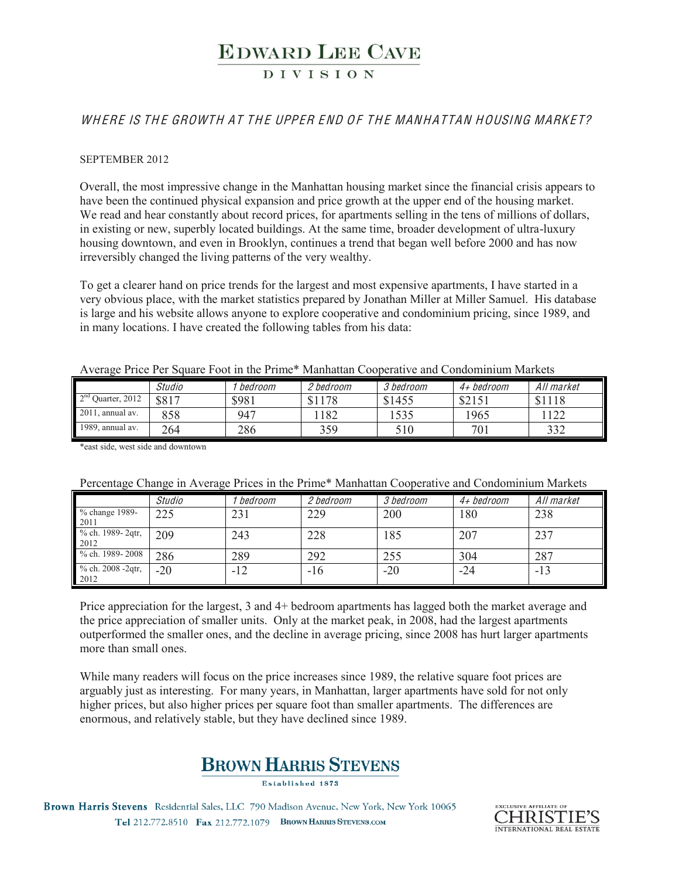# EDWARD LEE CAVE

## DIVISION

### *WHERE IS THE GROWTH AT THE UPPER END OF THE MANHATTAN HOUSING MARKET?*

SEPTEMBER 2012

Overall, the most impressive change in the Manhattan housing market since the financial crisis appears to have been the continued physical expansion and price growth at the upper end of the housing market. We read and hear constantly about record prices, for apartments selling in the tens of millions of dollars, in existing or new, superbly located buildings. At the same time, broader development of ultra-luxury housing downtown, and even in Brooklyn, continues a trend that began well before 2000 and has now irreversibly changed the living patterns of the very wealthy.

To get a clearer hand on price trends for the largest and most expensive apartments, I have started in a very obvious place, with the market statistics prepared by Jonathan Miller at Miller Samuel. His database is large and his website allows anyone to explore cooperative and condominium pricing, since 1989, and in many locations. I have created the following tables from his data:

Average Price Per Square Foot in the Prime* Manhattan Cooperative and Condominium Markets

| | Studio | 1 bedroom | 2 bedroom | 3 bedroom | 4+ bedroom | All market |
|---|---|---|---|---|---|---|
| 2nd Quarter, 2012 | $817 | $981 | $1178 | $1455 | $2151 | $1118 |
| 2011, annual av. | 858 | 947 | 1182 | 1535 | 1965 | 1122 |
| 1989, annual av. | 264 | 286 | 359 | 510 | 701 | 332 |

*east side, west side and downtown

Percentage Change in Average Prices in the Prime* Manhattan Cooperative and Condominium Markets

| | Studio | 1 bedroom | 2 bedroom | 3 bedroom | 4+ bedroom | All market |
|---|---|---|---|---|---|---|
| % change 1989-2011 | 225 | 231 | 229 | 200 | 180 | 238 |
| % ch. 1989- 2qtr, 2012 | 209 | 243 | 228 | 185 | 207 | 237 |
| % ch. 1989- 2008 | 286 | 289 | 292 | 255 | 304 | 287 |
| % ch. 2008 -2qtr, 2012 | -20 | -12 | -16 | -20 | -24 | -13 |

Price appreciation for the largest, 3 and 4+ bedroom apartments has lagged both the market average and the price appreciation of smaller units. Only at the market peak, in 2008, had the largest apartments outperformed the smaller ones, and the decline in average pricing, since 2008 has hurt larger apartments more than small ones.

While many readers will focus on the price increases since 1989, the relative square foot prices are arguably just as interesting. For many years, in Manhattan, larger apartments have sold for not only higher prices, but also higher prices per square foot than smaller apartments. The differences are enormous, and relatively stable, but they have declined since 1989.

**BROWN HARRIS STEVENS**
Established 1873

Brown Harris Stevens Residential Sales, LLC 790 Madison Avenue, New York, New York 10065
Tel 212.772.8510 Fax 212.772.1079 BROWNHARRISSTEVENS.COM

EXCLUSIVE AFFILIATE OF CHRISTIE'S INTERNATIONAL REAL ESTATE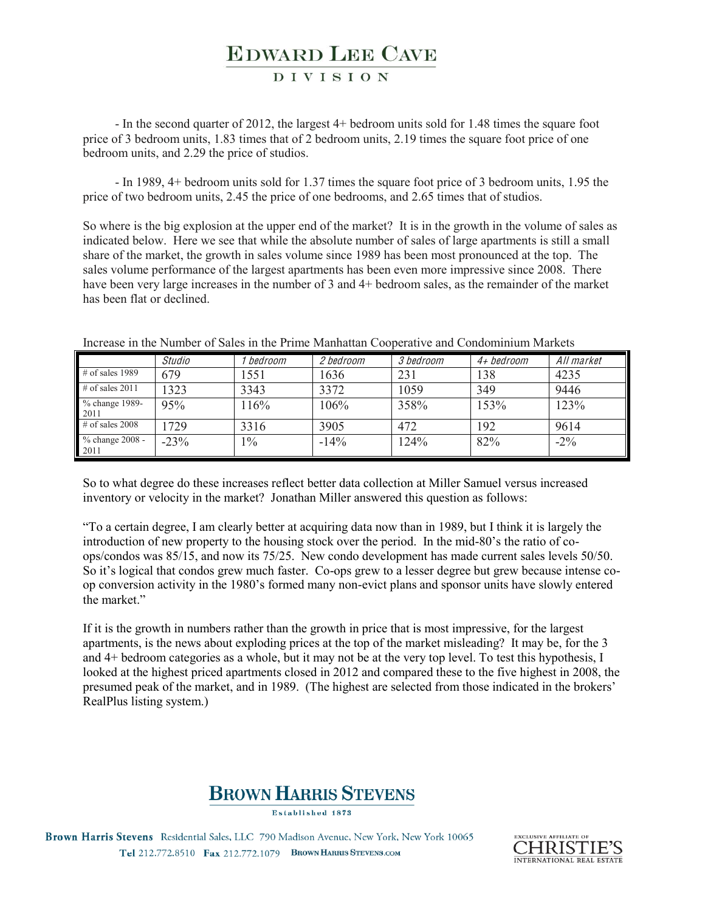- In the second quarter of 2012, the largest 4+ bedroom units sold for 1.48 times the square foot price of 3 bedroom units, 1.83 times that of 2 bedroom units, 2.19 times the square foot price of one bedroom units, and 2.29 the price of studios.

- In 1989, 4+ bedroom units sold for 1.37 times the square foot price of 3 bedroom units, 1.95 the price of two bedroom units, 2.45 the price of one bedrooms, and 2.65 times that of studios.

So where is the big explosion at the upper end of the market? It is in the growth in the volume of sales as indicated below. Here we see that while the absolute number of sales of large apartments is still a small share of the market, the growth in sales volume since 1989 has been most pronounced at the top. The sales volume performance of the largest apartments has been even more impressive since 2008. There have been very large increases in the number of 3 and 4+ bedroom sales, as the remainder of the market has been flat or declined.

Increase in the Number of Sales in the Prime Manhattan Cooperative and Condominium Markets

| | *Studio* | *1 bedroom* | *2 bedroom* | *3 bedroom* | *4+ bedroom* | *All market* |
|---|---|---|---|---|---|---|
| # of sales 1989 | 679 | 1551 | 1636 | 231 | 138 | 4235 |
| # of sales 2011 | 1323 | 3343 | 3372 | 1059 | 349 | 9446 |
| % change 1989-2011 | 95% | 116% | 106% | 358% | 153% | 123% |
| # of sales 2008 | 1729 | 3316 | 3905 | 472 | 192 | 9614 |
| % change 2008 - 2011 | -23% | 1% | -14% | 124% | 82% | -2% |

So to what degree do these increases reflect better data collection at Miller Samuel versus increased inventory or velocity in the market? Jonathan Miller answered this question as follows:

"To a certain degree, I am clearly better at acquiring data now than in 1989, but I think it is largely the introduction of new property to the housing stock over the period. In the mid-80's the ratio of co-ops/condos was 85/15, and now its 75/25. New condo development has made current sales levels 50/50. So it's logical that condos grew much faster. Co-ops grew to a lesser degree but grew because intense co-op conversion activity in the 1980's formed many non-evict plans and sponsor units have slowly entered the market."

If it is the growth in numbers rather than the growth in price that is most impressive, for the largest apartments, is the news about exploding prices at the top of the market misleading? It may be, for the 3 and 4+ bedroom categories as a whole, but it may not be at the very top level. To test this hypothesis, I looked at the highest priced apartments closed in 2012 and compared these to the five highest in 2008, the presumed peak of the market, and in 1989. (The highest are selected from those indicated in the brokers' RealPlus listing system.)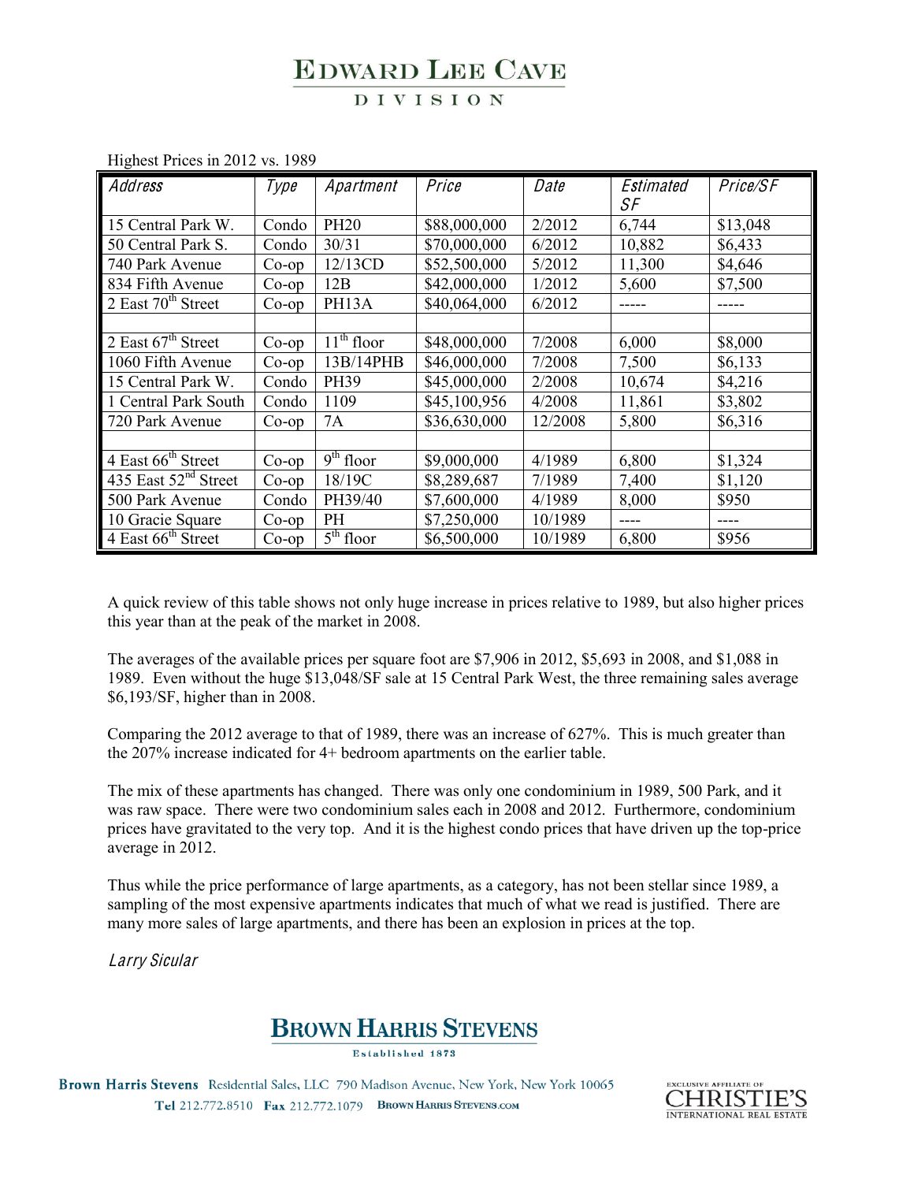Highest Prices in 2012 vs. 1989

| Address | Type | Apartment | Price | Date | Estimated SF | Price/SF |
|---|---|---|---|---|---|---|
| 15 Central Park W. | Condo | PH20 | $88,000,000 | 2/2012 | 6,744 | $13,048 |
| 50 Central Park S. | Condo | 30/31 | $70,000,000 | 6/2012 | 10,882 | $6,433 |
| 740 Park Avenue | Co-op | 12/13CD | $52,500,000 | 5/2012 | 11,300 | $4,646 |
| 834 Fifth Avenue | Co-op | 12B | $42,000,000 | 1/2012 | 5,600 | $7,500 |
| 2 East 70th Street | Co-op | PH13A | $40,064,000 | 6/2012 | ----- | ----- |
| | | | | | | |
| 2 East 67th Street | Co-op | 11th floor | $48,000,000 | 7/2008 | 6,000 | $8,000 |
| 1060 Fifth Avenue | Co-op | 13B/14PHB | $46,000,000 | 7/2008 | 7,500 | $6,133 |
| 15 Central Park W. | Condo | PH39 | $45,000,000 | 2/2008 | 10,674 | $4,216 |
| 1 Central Park South | Condo | 1109 | $45,100,956 | 4/2008 | 11,861 | $3,802 |
| 720 Park Avenue | Co-op | 7A | $36,630,000 | 12/2008 | 5,800 | $6,316 |
| | | | | | | |
| 4 East 66th Street | Co-op | 9th floor | $9,000,000 | 4/1989 | 6,800 | $1,324 |
| 435 East 52nd Street | Co-op | 18/19C | $8,289,687 | 7/1989 | 7,400 | $1,120 |
| 500 Park Avenue | Condo | PH39/40 | $7,600,000 | 4/1989 | 8,000 | $950 |
| 10 Gracie Square | Co-op | PH | $7,250,000 | 10/1989 | ---- | ---- |
| 4 East 66th Street | Co-op | 5th floor | $6,500,000 | 10/1989 | 6,800 | $956 |

A quick review of this table shows not only huge increase in prices relative to 1989, but also higher prices this year than at the peak of the market in 2008.

The averages of the available prices per square foot are $7,906 in 2012, $5,693 in 2008, and $1,088 in 1989. Even without the huge $13,048/SF sale at 15 Central Park West, the three remaining sales average $6,193/SF, higher than in 2008.

Comparing the 2012 average to that of 1989, there was an increase of 627%. This is much greater than the 207% increase indicated for 4+ bedroom apartments on the earlier table.

The mix of these apartments has changed. There was only one condominium in 1989, 500 Park, and it was raw space. There were two condominium sales each in 2008 and 2012. Furthermore, condominium prices have gravitated to the very top. And it is the highest condo prices that have driven up the top-price average in 2012.

Thus while the price performance of large apartments, as a category, has not been stellar since 1989, a sampling of the most expensive apartments indicates that much of what we read is justified. There are many more sales of large apartments, and there has been an explosion in prices at the top.

*Larry Sicular*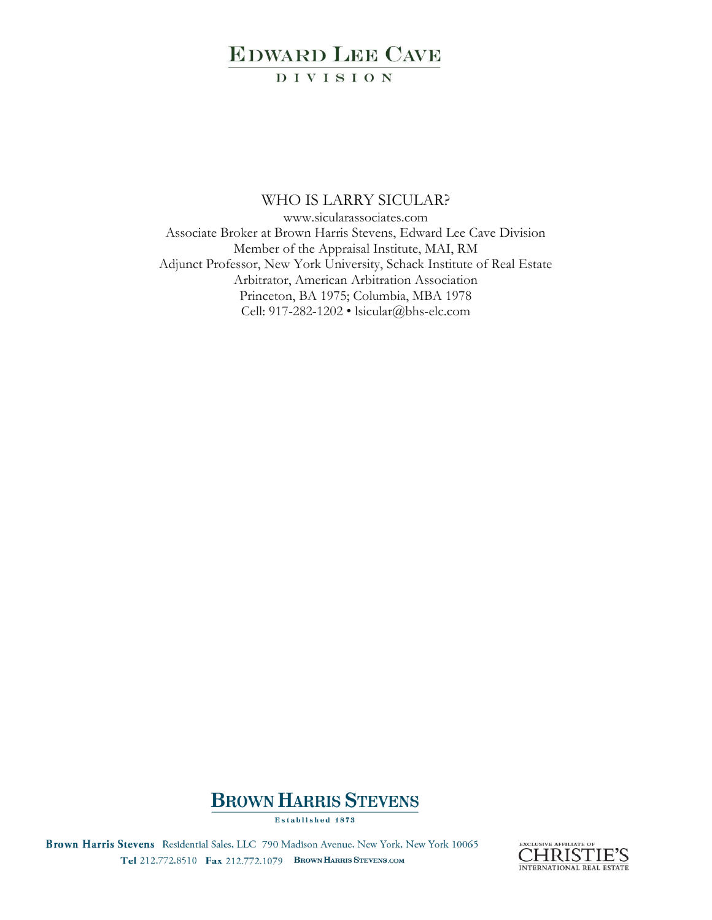# EDWARD LEE CAVE

DIVISION

## WHO IS LARRY SICULAR?

www.sicularassociates.com
Associate Broker at Brown Harris Stevens, Edward Lee Cave Division
Member of the Appraisal Institute, MAI, RM
Adjunct Professor, New York University, Schack Institute of Real Estate
Arbitrator, American Arbitration Association
Princeton, BA 1975; Columbia, MBA 1978
Cell: 917-282-1202 • lsicular@bhs-elc.com

**BROWN HARRIS STEVENS**
Established 1873

**Brown Harris Stevens** Residential Sales, LLC 790 Madison Avenue, New York, New York 10065
**Tel** 212.772.8510 **Fax** 212.772.1079 BROWNHARRISSTEVENS.COM

EXCLUSIVE AFFILIATE OF CHRISTIE'S INTERNATIONAL REAL ESTATE